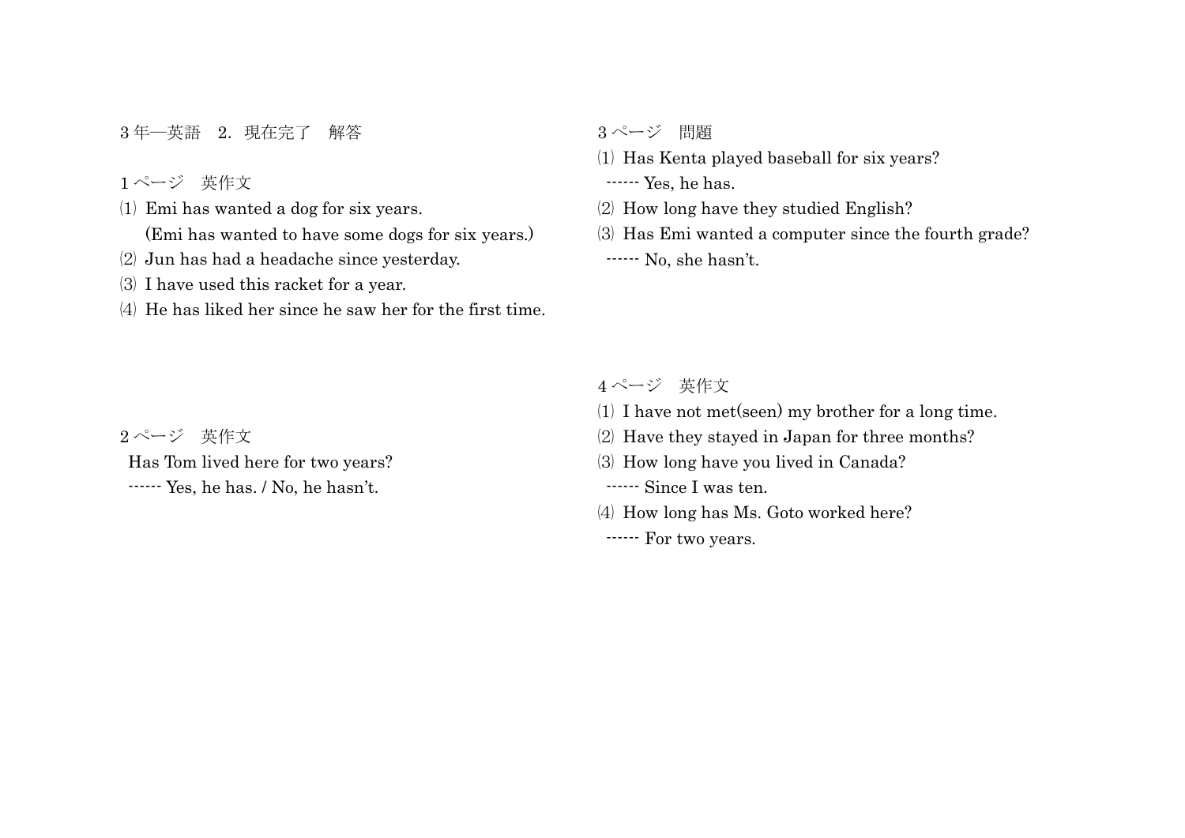# 3年―英語　2．現在完了　解答

## 1ページ　英作文

⑴ Emi has wanted a dog for six years.
　(Emi has wanted to have some dogs for six years.)

⑵ Jun has had a headache since yesterday.

⑶ I have used this racket for a year.

⑷ He has liked her since he saw her for the first time.

## 2ページ　英作文

Has Tom lived here for two years?
------ Yes, he has. / No, he hasn't.

## 3ページ　問題

⑴ Has Kenta played baseball for six years?
------ Yes, he has.

⑵ How long have they studied English?

⑶ Has Emi wanted a computer since the fourth grade?
------ No, she hasn't.

## 4ページ　英作文

⑴ I have not met(seen) my brother for a long time.

⑵ Have they stayed in Japan for three months?

⑶ How long have you lived in Canada?
------ Since I was ten.

⑷ How long has Ms. Goto worked here?
------ For two years.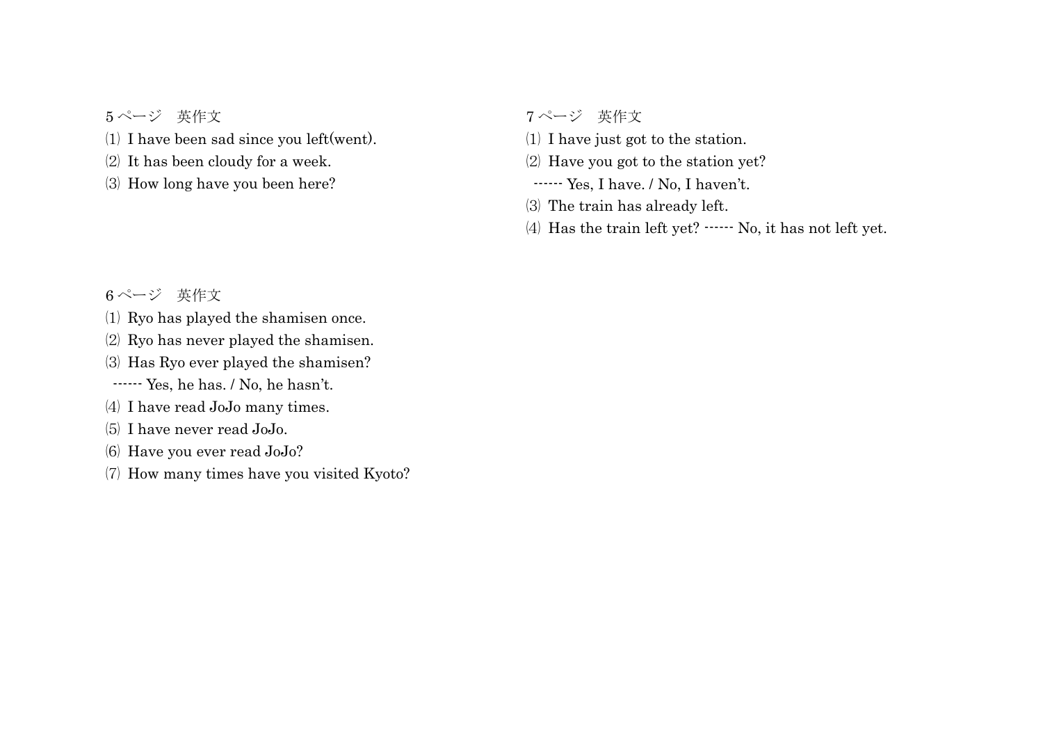5 ページ　英作文

⑴ I have been sad since you left(went).

⑵ It has been cloudy for a week.

⑶ How long have you been here?

6 ページ　英作文

⑴ Ryo has played the shamisen once.

⑵ Ryo has never played the shamisen.

⑶ Has Ryo ever played the shamisen?

------ Yes, he has. / No, he hasn't.

⑷ I have read JoJo many times.

⑸ I have never read JoJo.

⑹ Have you ever read JoJo?

⑺ How many times have you visited Kyoto?

7 ページ　英作文

⑴ I have just got to the station.

⑵ Have you got to the station yet?

------ Yes, I have. / No, I haven't.

⑶ The train has already left.

⑷ Has the train left yet? ------ No, it has not left yet.